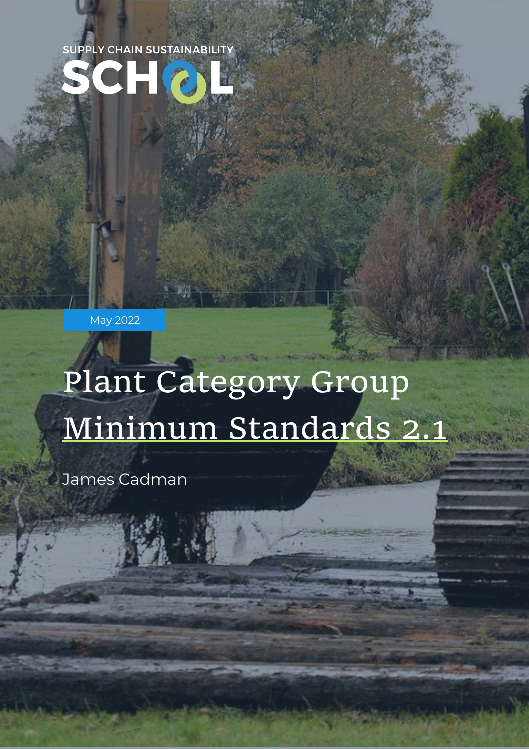SUPPLY CHAIN SUSTAINABILITY SCHOOL

May 2022

# Plant Category Group Minimum Standards 2.1

James Cadman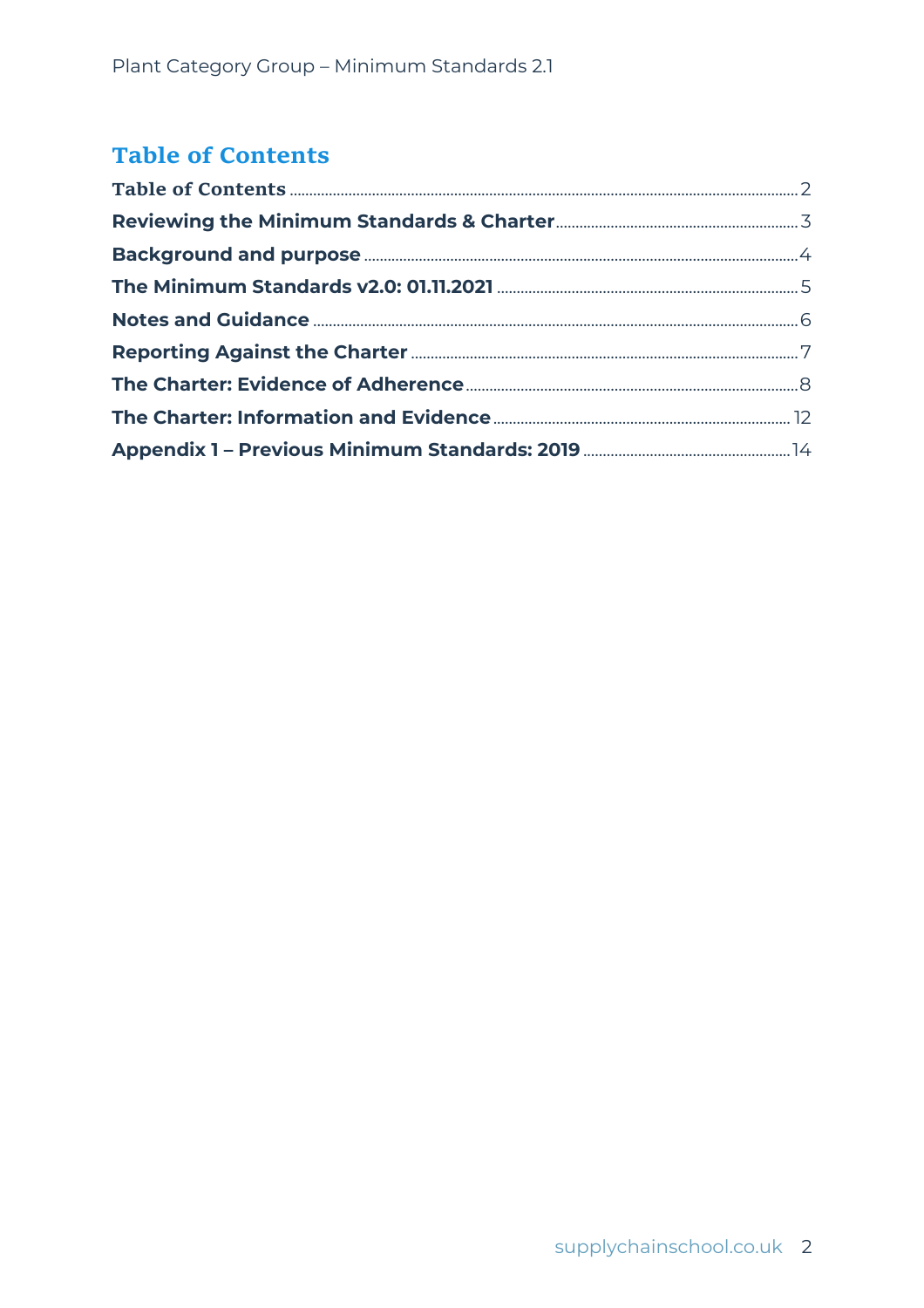## Table of Contents

**Table of Contents** .......... 2
**Reviewing the Minimum Standards & Charter** .......... 3
**Background and purpose** .......... 4
**The Minimum Standards v2.0: 01.11.2021** .......... 5
**Notes and Guidance** .......... 6
**Reporting Against the Charter** .......... 7
**The Charter: Evidence of Adherence** .......... 8
**The Charter: Information and Evidence** .......... 12
**Appendix 1 – Previous Minimum Standards: 2019** .......... 14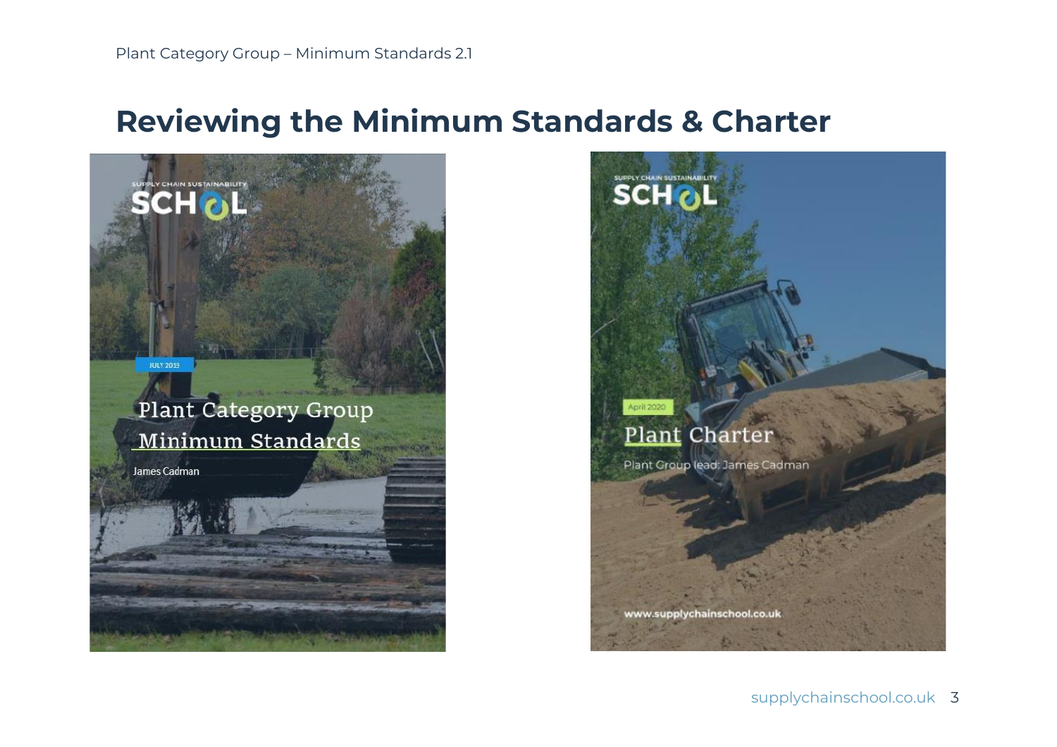# Reviewing the Minimum Standards & Charter

SUPPLY CHAIN SUSTAINABILITY SCHOOL

JULY 2019

Plant Category Group Minimum Standards

James Cadman

SUPPLY CHAIN SUSTAINABILITY SCHOOL

April 2020

Plant Charter

Plant Group lead: James Cadman

www.supplychainschool.co.uk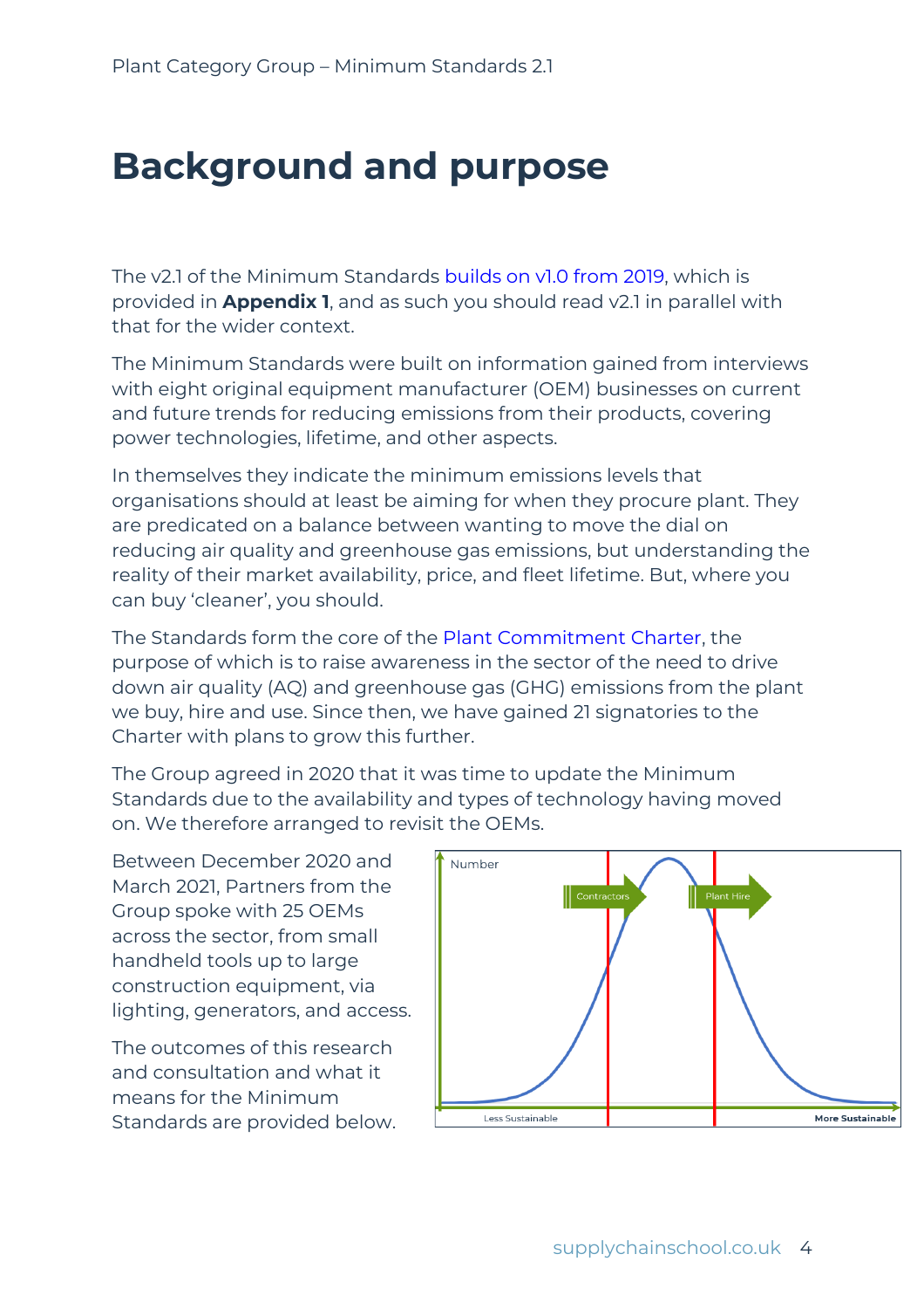# Background and purpose

The v2.1 of the Minimum Standards builds on v1.0 from 2019, which is provided in **Appendix 1**, and as such you should read v2.1 in parallel with that for the wider context.

The Minimum Standards were built on information gained from interviews with eight original equipment manufacturer (OEM) businesses on current and future trends for reducing emissions from their products, covering power technologies, lifetime, and other aspects.

In themselves they indicate the minimum emissions levels that organisations should at least be aiming for when they procure plant. They are predicated on a balance between wanting to move the dial on reducing air quality and greenhouse gas emissions, but understanding the reality of their market availability, price, and fleet lifetime. But, where you can buy 'cleaner', you should.

The Standards form the core of the Plant Commitment Charter, the purpose of which is to raise awareness in the sector of the need to drive down air quality (AQ) and greenhouse gas (GHG) emissions from the plant we buy, hire and use. Since then, we have gained 21 signatories to the Charter with plans to grow this further.

The Group agreed in 2020 that it was time to update the Minimum Standards due to the availability and types of technology having moved on. We therefore arranged to revisit the OEMs.

Between December 2020 and March 2021, Partners from the Group spoke with 25 OEMs across the sector, from small handheld tools up to large construction equipment, via lighting, generators, and access.

The outcomes of this research and consultation and what it means for the Minimum Standards are provided below.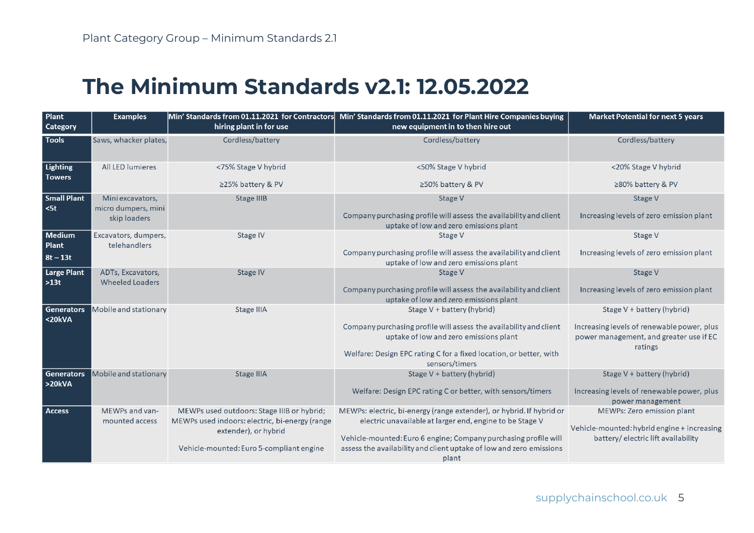# The Minimum Standards v2.1: 12.05.2022

| Plant Category | Examples | Min' Standards from 01.11.2021 for Contractors hiring plant in for use | Min' Standards from 01.11.2021 for Plant Hire Companies buying new equipment in to then hire out | Market Potential for next 5 years |
|---|---|---|---|---|
| Tools | Saws, whacker plates, | Cordless/battery | Cordless/battery | Cordless/battery |
| Lighting Towers | All LED lumieres | <75% Stage V hybrid<br><br>≥25% battery & PV | <50% Stage V hybrid<br><br>≥50% battery & PV | <20% Stage V hybrid<br><br>≥80% battery & PV |
| Small Plant <5t | Mini excavators, micro dumpers, mini skip loaders | Stage IIIB | Stage V<br><br>Company purchasing profile will assess the availability and client uptake of low and zero emissions plant | Stage V<br><br>Increasing levels of zero emission plant |
| Medium Plant 8t – 13t | Excavators, dumpers, telehandlers | Stage IV | Stage V<br><br>Company purchasing profile will assess the availability and client uptake of low and zero emissions plant | Stage V<br><br>Increasing levels of zero emission plant |
| Large Plant >13t | ADTs, Excavators, Wheeled Loaders | Stage IV | Stage V<br><br>Company purchasing profile will assess the availability and client uptake of low and zero emissions plant | Stage V<br><br>Increasing levels of zero emission plant |
| Generators <20kVA | Mobile and stationary | Stage IIIA | Stage V + battery (hybrid)<br><br>Company purchasing profile will assess the availability and client uptake of low and zero emissions plant<br><br>Welfare: Design EPC rating C for a fixed location, or better, with sensors/timers | Stage V + battery (hybrid)<br><br>Increasing levels of renewable power, plus power management, and greater use if EC ratings |
| Generators >20kVA | Mobile and stationary | Stage IIIA | Stage V + battery (hybrid)<br><br>Welfare: Design EPC rating C or better, with sensors/timers | Stage V + battery (hybrid)<br><br>Increasing levels of renewable power, plus power management |
| Access | MEWPs and van-mounted access | MEWPs used outdoors: Stage IIIB or hybrid; MEWPs used indoors: electric, bi-energy (range extender), or hybrid<br><br>Vehicle-mounted: Euro 5-compliant engine | MEWPs: electric, bi-energy (range extender), or hybrid. If hybrid or electric unavailable at larger end, engine to be Stage V<br><br>Vehicle-mounted: Euro 6 engine; Company purchasing profile will assess the availability and client uptake of low and zero emissions plant | MEWPs: Zero emission plant<br><br>Vehicle-mounted: hybrid engine + increasing battery/ electric lift availability |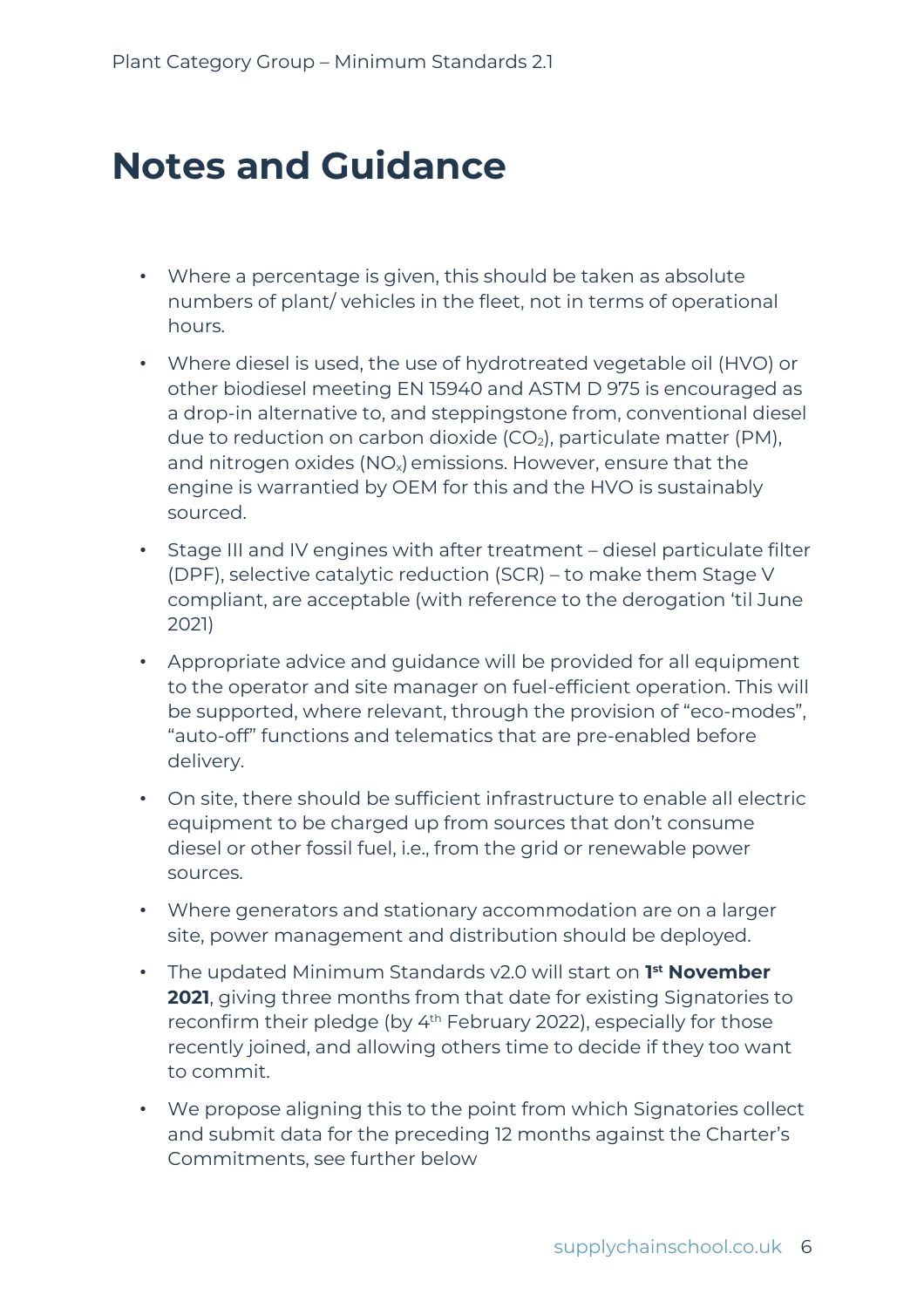# Notes and Guidance

- Where a percentage is given, this should be taken as absolute numbers of plant/ vehicles in the fleet, not in terms of operational hours.
- Where diesel is used, the use of hydrotreated vegetable oil (HVO) or other biodiesel meeting EN 15940 and ASTM D 975 is encouraged as a drop-in alternative to, and steppingstone from, conventional diesel due to reduction on carbon dioxide ($CO_2$), particulate matter (PM), and nitrogen oxides ($NO_x$) emissions. However, ensure that the engine is warrantied by OEM for this and the HVO is sustainably sourced.
- Stage III and IV engines with after treatment – diesel particulate filter (DPF), selective catalytic reduction (SCR) – to make them Stage V compliant, are acceptable (with reference to the derogation 'til June 2021)
- Appropriate advice and guidance will be provided for all equipment to the operator and site manager on fuel-efficient operation. This will be supported, where relevant, through the provision of "eco-modes", "auto-off" functions and telematics that are pre-enabled before delivery.
- On site, there should be sufficient infrastructure to enable all electric equipment to be charged up from sources that don't consume diesel or other fossil fuel, i.e., from the grid or renewable power sources.
- Where generators and stationary accommodation are on a larger site, power management and distribution should be deployed.
- The updated Minimum Standards v2.0 will start on **1st November 2021**, giving three months from that date for existing Signatories to reconfirm their pledge (by 4th February 2022), especially for those recently joined, and allowing others time to decide if they too want to commit.
- We propose aligning this to the point from which Signatories collect and submit data for the preceding 12 months against the Charter's Commitments, see further below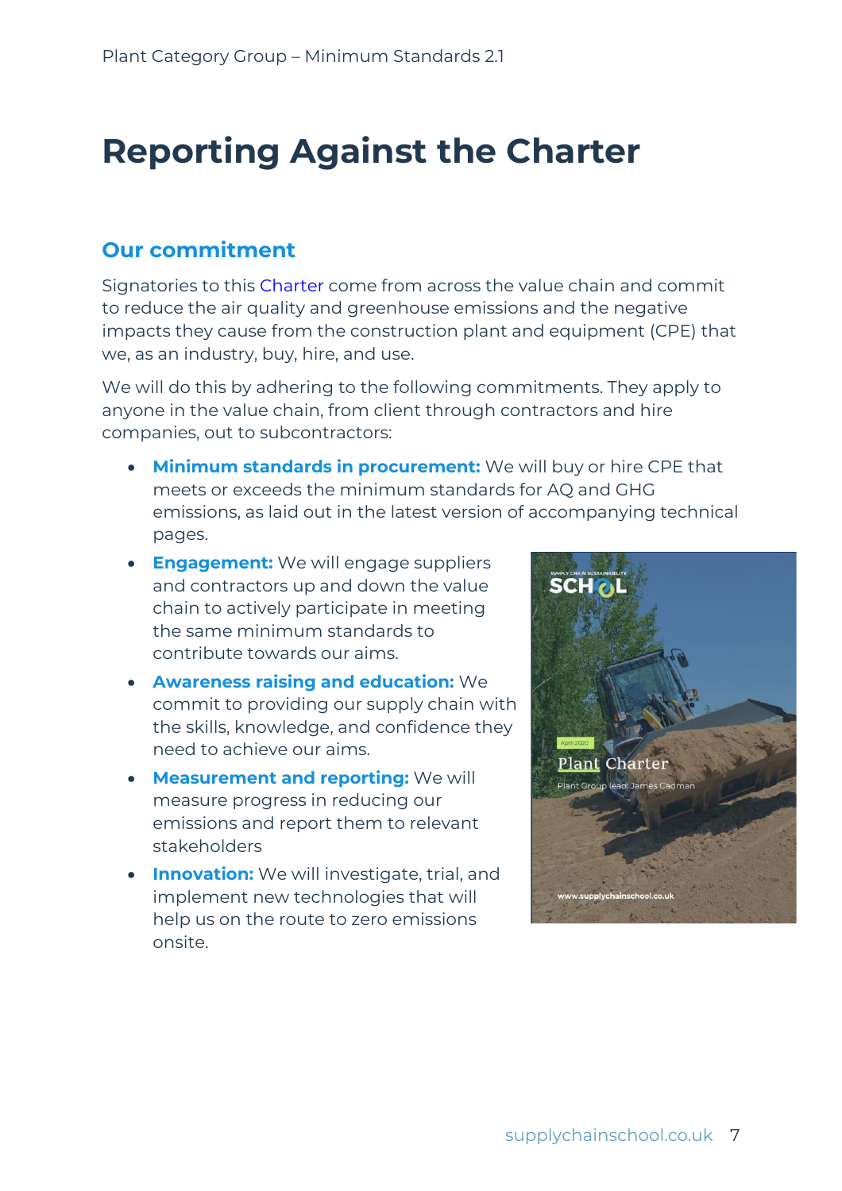# Reporting Against the Charter

## Our commitment

Signatories to this Charter come from across the value chain and commit to reduce the air quality and greenhouse emissions and the negative impacts they cause from the construction plant and equipment (CPE) that we, as an industry, buy, hire, and use.

We will do this by adhering to the following commitments. They apply to anyone in the value chain, from client through contractors and hire companies, out to subcontractors:

- **Minimum standards in procurement:** We will buy or hire CPE that meets or exceeds the minimum standards for AQ and GHG emissions, as laid out in the latest version of accompanying technical pages.
- **Engagement:** We will engage suppliers and contractors up and down the value chain to actively participate in meeting the same minimum standards to contribute towards our aims.
- **Awareness raising and education:** We commit to providing our supply chain with the skills, knowledge, and confidence they need to achieve our aims.
- **Measurement and reporting:** We will measure progress in reducing our emissions and report them to relevant stakeholders
- **Innovation:** We will investigate, trial, and implement new technologies that will help us on the route to zero emissions onsite.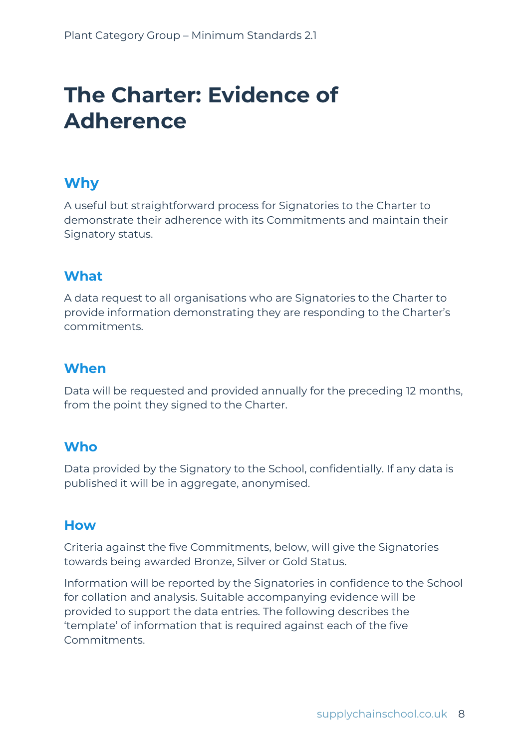# The Charter: Evidence of Adherence

## Why

A useful but straightforward process for Signatories to the Charter to demonstrate their adherence with its Commitments and maintain their Signatory status.

## What

A data request to all organisations who are Signatories to the Charter to provide information demonstrating they are responding to the Charter's commitments.

## When

Data will be requested and provided annually for the preceding 12 months, from the point they signed to the Charter.

## Who

Data provided by the Signatory to the School, confidentially. If any data is published it will be in aggregate, anonymised.

## How

Criteria against the five Commitments, below, will give the Signatories towards being awarded Bronze, Silver or Gold Status.

Information will be reported by the Signatories in confidence to the School for collation and analysis. Suitable accompanying evidence will be provided to support the data entries. The following describes the 'template' of information that is required against each of the five Commitments.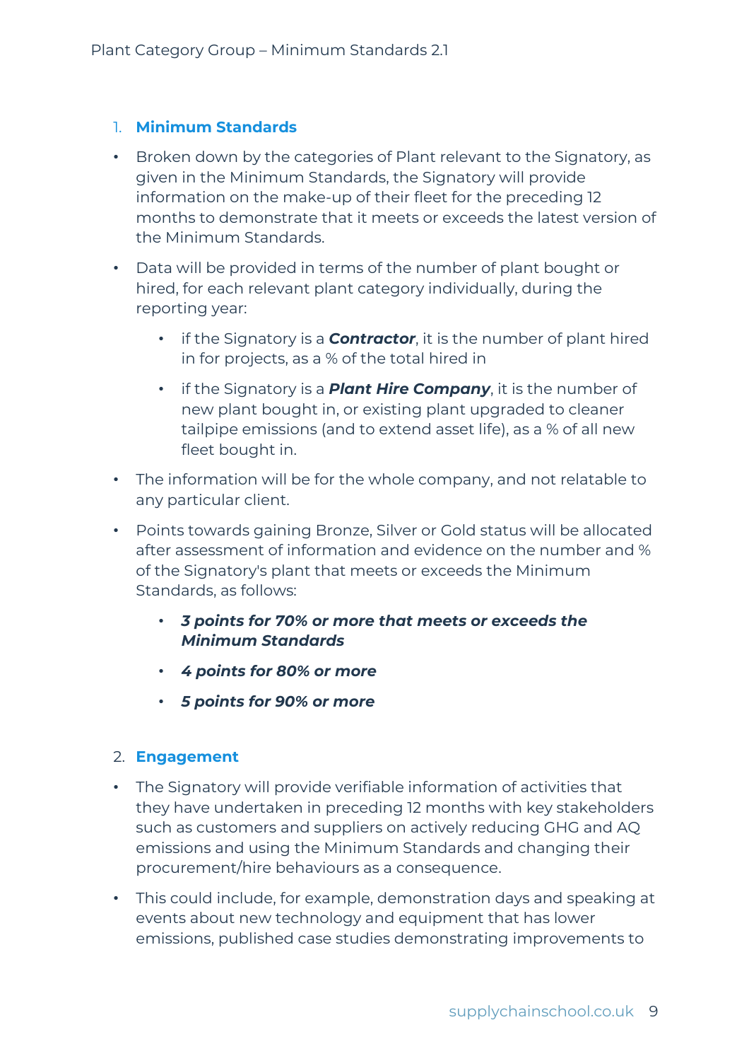## 1. Minimum Standards

- Broken down by the categories of Plant relevant to the Signatory, as given in the Minimum Standards, the Signatory will provide information on the make-up of their fleet for the preceding 12 months to demonstrate that it meets or exceeds the latest version of the Minimum Standards.
- Data will be provided in terms of the number of plant bought or hired, for each relevant plant category individually, during the reporting year:
    - if the Signatory is a ***Contractor***, it is the number of plant hired in for projects, as a % of the total hired in
    - if the Signatory is a ***Plant Hire Company***, it is the number of new plant bought in, or existing plant upgraded to cleaner tailpipe emissions (and to extend asset life), as a % of all new fleet bought in.
- The information will be for the whole company, and not relatable to any particular client.
- Points towards gaining Bronze, Silver or Gold status will be allocated after assessment of information and evidence on the number and % of the Signatory's plant that meets or exceeds the Minimum Standards, as follows:
    - ***3 points for 70% or more that meets or exceeds the Minimum Standards***
    - ***4 points for 80% or more***
    - ***5 points for 90% or more***

## 2. Engagement

- The Signatory will provide verifiable information of activities that they have undertaken in preceding 12 months with key stakeholders such as customers and suppliers on actively reducing GHG and AQ emissions and using the Minimum Standards and changing their procurement/hire behaviours as a consequence.
- This could include, for example, demonstration days and speaking at events about new technology and equipment that has lower emissions, published case studies demonstrating improvements to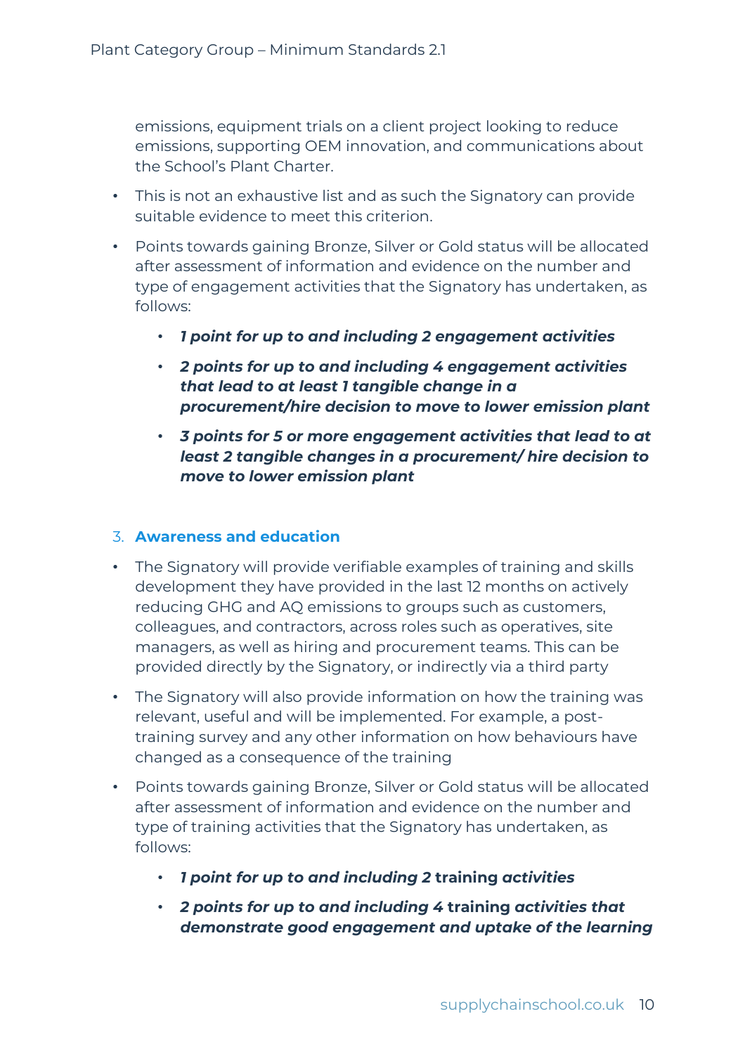emissions, equipment trials on a client project looking to reduce emissions, supporting OEM innovation, and communications about the School's Plant Charter.

- This is not an exhaustive list and as such the Signatory can provide suitable evidence to meet this criterion.
- Points towards gaining Bronze, Silver or Gold status will be allocated after assessment of information and evidence on the number and type of engagement activities that the Signatory has undertaken, as follows:
  - ***1 point for up to and including 2 engagement activities***
  - ***2 points for up to and including 4 engagement activities that lead to at least 1 tangible change in a procurement/hire decision to move to lower emission plant***
  - ***3 points for 5 or more engagement activities that lead to at least 2 tangible changes in a procurement/ hire decision to move to lower emission plant***

## 3. Awareness and education

- The Signatory will provide verifiable examples of training and skills development they have provided in the last 12 months on actively reducing GHG and AQ emissions to groups such as customers, colleagues, and contractors, across roles such as operatives, site managers, as well as hiring and procurement teams. This can be provided directly by the Signatory, or indirectly via a third party
- The Signatory will also provide information on how the training was relevant, useful and will be implemented. For example, a post-training survey and any other information on how behaviours have changed as a consequence of the training
- Points towards gaining Bronze, Silver or Gold status will be allocated after assessment of information and evidence on the number and type of training activities that the Signatory has undertaken, as follows:
  - ***1 point for up to and including 2* training *activities***
  - ***2 points for up to and including 4* training *activities that demonstrate good engagement and uptake of the learning***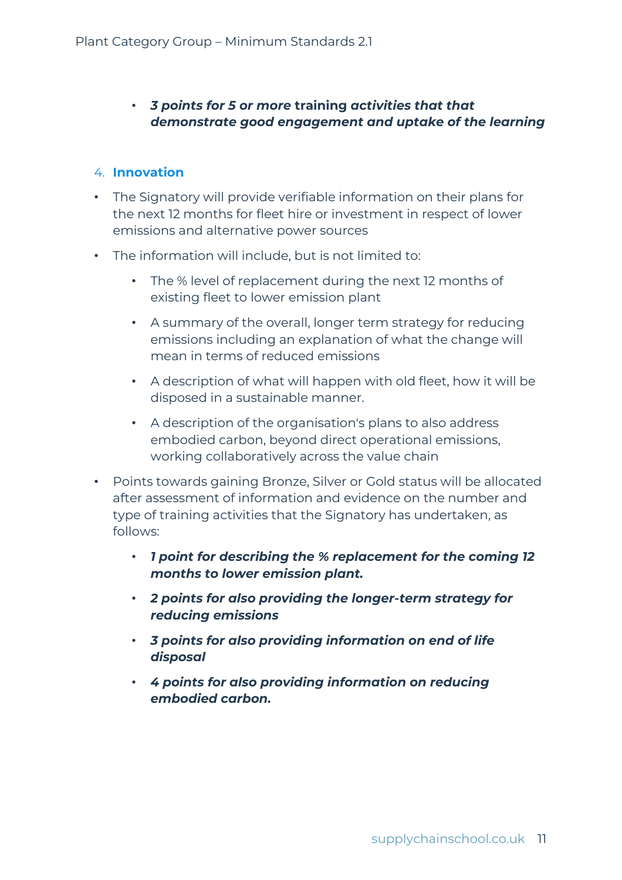- ***3 points for 5 or more*** **training** ***activities that that demonstrate good engagement and uptake of the learning***

## 4. Innovation

- The Signatory will provide verifiable information on their plans for the next 12 months for fleet hire or investment in respect of lower emissions and alternative power sources
- The information will include, but is not limited to:
  - The % level of replacement during the next 12 months of existing fleet to lower emission plant
  - A summary of the overall, longer term strategy for reducing emissions including an explanation of what the change will mean in terms of reduced emissions
  - A description of what will happen with old fleet, how it will be disposed in a sustainable manner.
  - A description of the organisation's plans to also address embodied carbon, beyond direct operational emissions, working collaboratively across the value chain
- Points towards gaining Bronze, Silver or Gold status will be allocated after assessment of information and evidence on the number and type of training activities that the Signatory has undertaken, as follows:
  - ***1 point for describing the % replacement for the coming 12 months to lower emission plant.***
  - ***2 points for also providing the longer-term strategy for reducing emissions***
  - ***3 points for also providing information on end of life disposal***
  - ***4 points for also providing information on reducing embodied carbon.***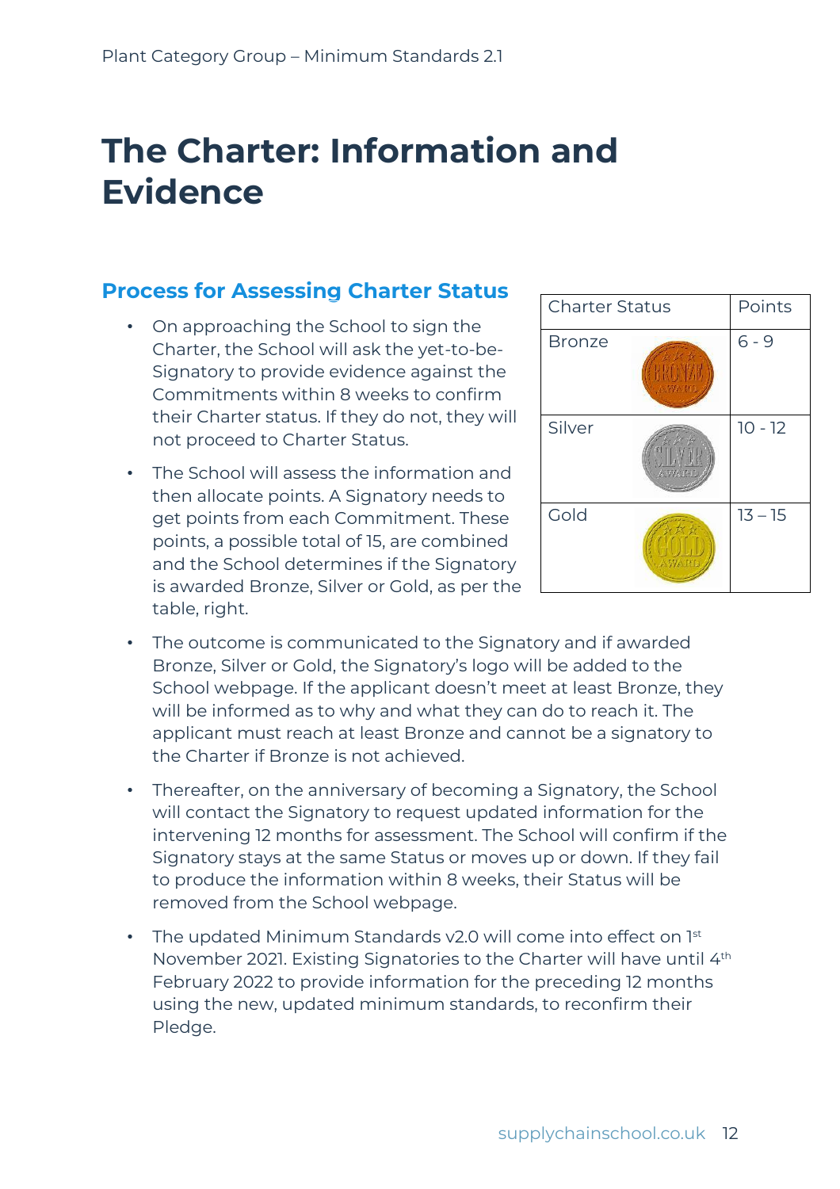# The Charter: Information and Evidence

## Process for Assessing Charter Status

- On approaching the School to sign the Charter, the School will ask the yet-to-be-Signatory to provide evidence against the Commitments within 8 weeks to confirm their Charter status. If they do not, they will not proceed to Charter Status.
- The School will assess the information and then allocate points. A Signatory needs to get points from each Commitment. These points, a possible total of 15, are combined and the School determines if the Signatory is awarded Bronze, Silver or Gold, as per the table, right.

| Charter Status | Points |
|---|---|
| Bronze | 6 - 9 |
| Silver | 10 - 12 |
| Gold | 13 – 15 |

- The outcome is communicated to the Signatory and if awarded Bronze, Silver or Gold, the Signatory's logo will be added to the School webpage. If the applicant doesn't meet at least Bronze, they will be informed as to why and what they can do to reach it. The applicant must reach at least Bronze and cannot be a signatory to the Charter if Bronze is not achieved.
- Thereafter, on the anniversary of becoming a Signatory, the School will contact the Signatory to request updated information for the intervening 12 months for assessment. The School will confirm if the Signatory stays at the same Status or moves up or down. If they fail to produce the information within 8 weeks, their Status will be removed from the School webpage.
- The updated Minimum Standards v2.0 will come into effect on 1st November 2021. Existing Signatories to the Charter will have until 4th February 2022 to provide information for the preceding 12 months using the new, updated minimum standards, to reconfirm their Pledge.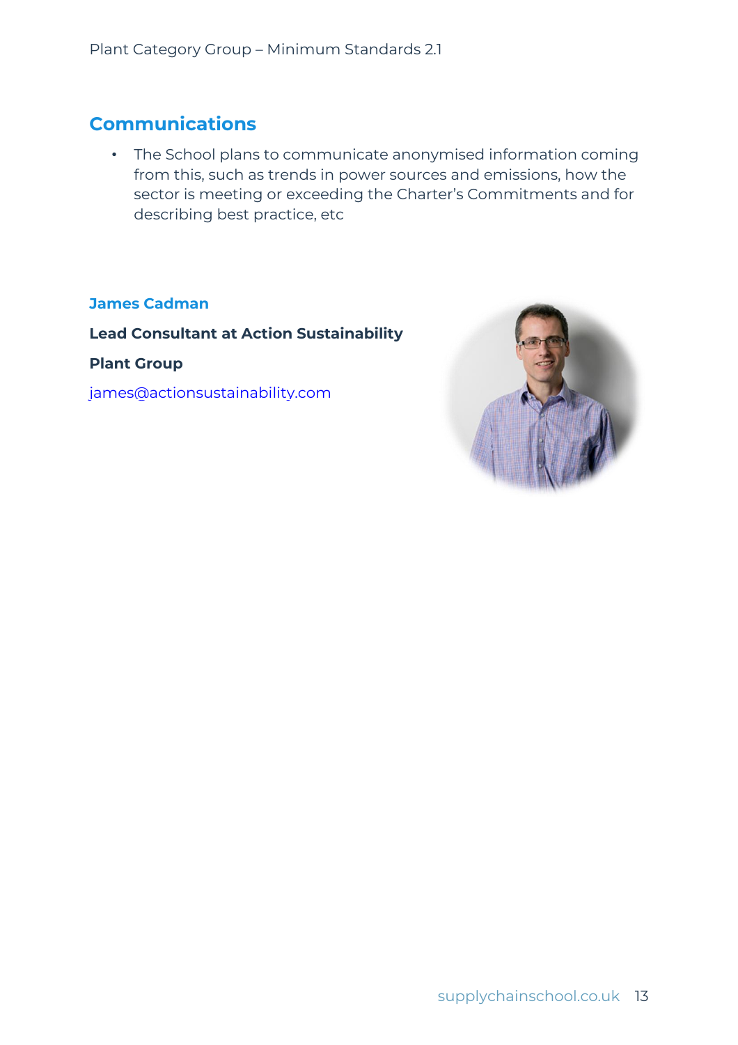## Communications

- The School plans to communicate anonymised information coming from this, such as trends in power sources and emissions, how the sector is meeting or exceeding the Charter's Commitments and for describing best practice, etc

**James Cadman**

**Lead Consultant at Action Sustainability**

**Plant Group**

james@actionsustainability.com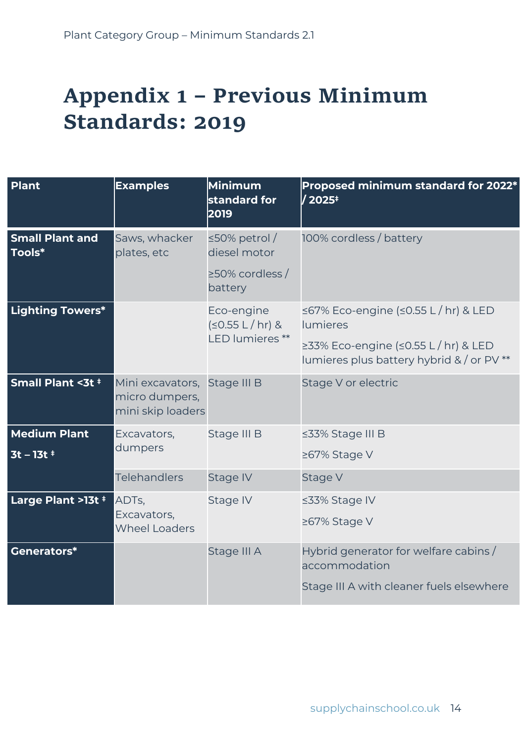# Appendix 1 – Previous Minimum Standards: 2019

| Plant | Examples | Minimum standard for 2019 | Proposed minimum standard for 2022* / 2025‡ |
|---|---|---|---|
| **Small Plant and Tools*** | Saws, whacker plates, etc | ≤50% petrol / diesel motor<br>≥50% cordless / battery | 100% cordless / battery |
| **Lighting Towers*** | | Eco-engine (≤0.55 L / hr) & LED lumieres ** | ≤67% Eco-engine (≤0.55 L / hr) & LED lumieres<br>≥33% Eco-engine (≤0.55 L / hr) & LED lumieres plus battery hybrid & / or PV ** |
| **Small Plant <3t ‡** | Mini excavators, micro dumpers, mini skip loaders | Stage III B | Stage V or electric |
| **Medium Plant 3t – 13t ‡** | Excavators, dumpers | Stage III B | ≤33% Stage III B<br>≥67% Stage V |
| | Telehandlers | Stage IV | Stage V |
| **Large Plant >13t ‡** | ADTs, Excavators, Wheel Loaders | Stage IV | ≤33% Stage IV<br>≥67% Stage V |
| **Generators*** | | Stage III A | Hybrid generator for welfare cabins / accommodation<br>Stage III A with cleaner fuels elsewhere |